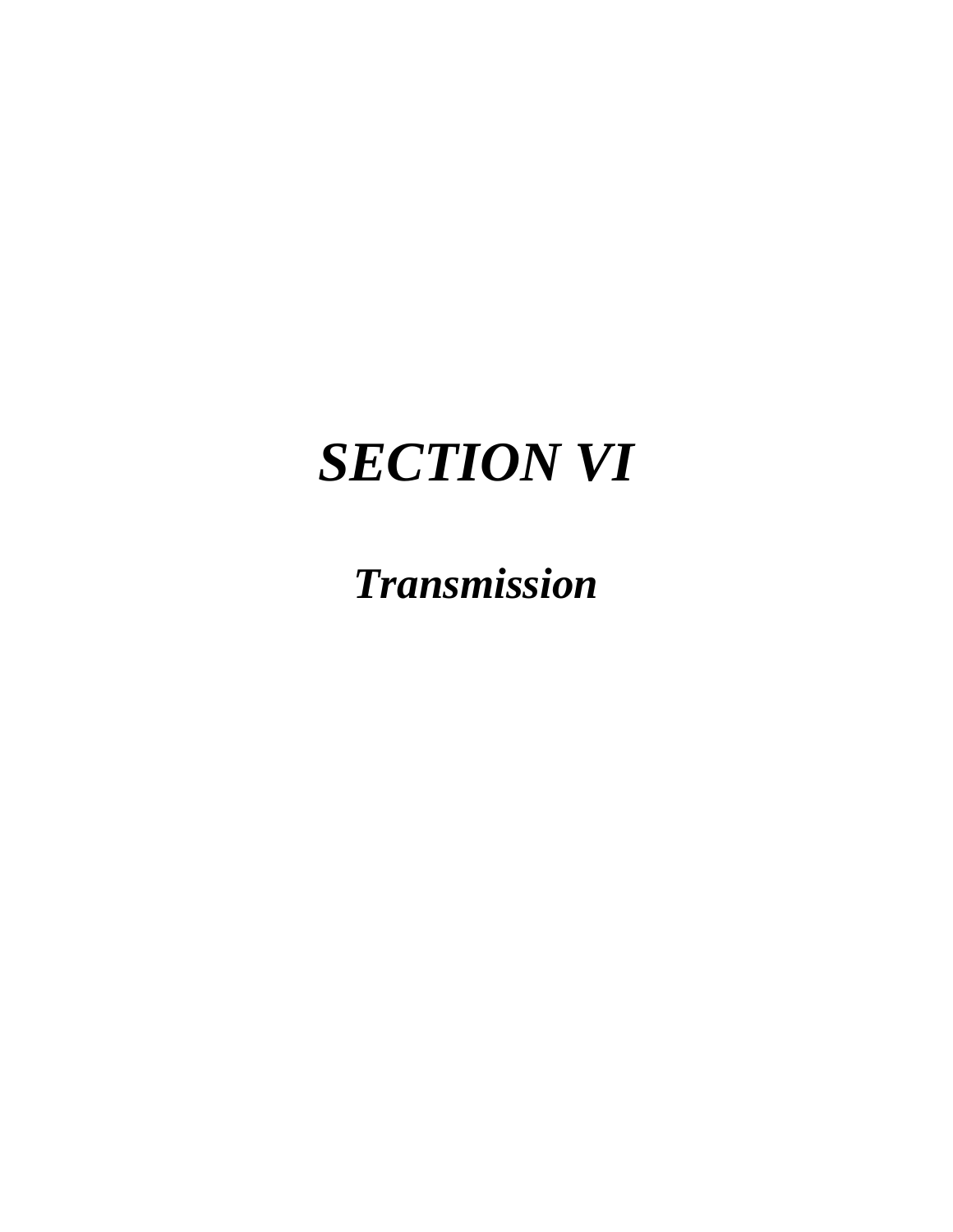# *SECTION VI*

## *Transmission*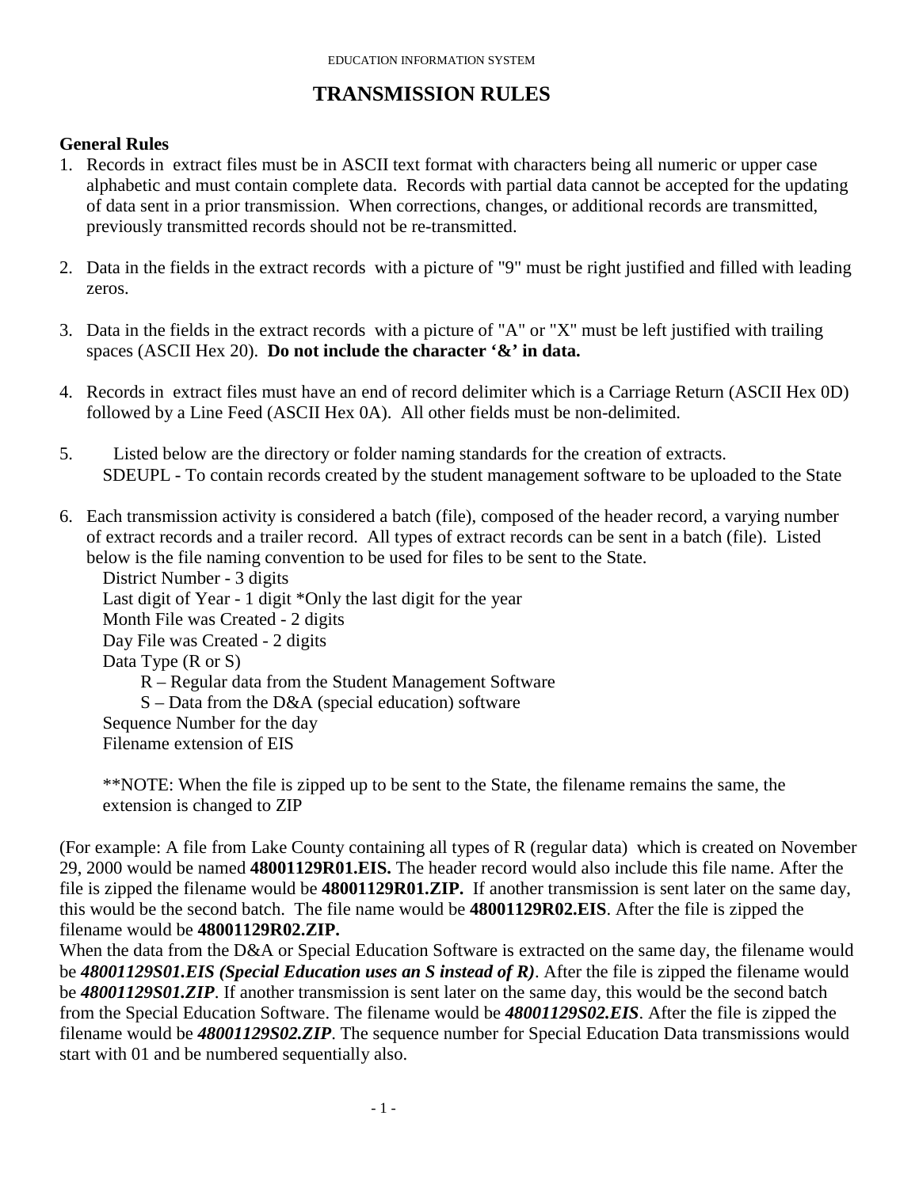# TRANSMISSION RULES

## General Rules

1. Records in extract files must be in ASCII text format with characters being all numeric or upper case alphabetic and must contain complete data. Records with partial data cannot be accepted for the updating of data sent in a prior transmission. When corrections, changes, or additional records are transmitted, previously transmitted records should not be re-transmitted.

2. Data in the fields in the extract records with a picture of "9" must be right justified and filled with leading zeros.

3. Data in the fields in the extract records with a picture of "A" or "X" must be left justified with trailing spaces (ASCII Hex 20). **Do not include the character '&' in data.**

4. Records in extract files must have an end of record delimiter which is a Carriage Return (ASCII Hex 0D) followed by a Line Feed (ASCII Hex 0A). All other fields must be non-delimited.

5. Listed below are the directory or folder naming standards for the creation of extracts.
   SDEUPL - To contain records created by the student management software to be uploaded to the State

6. Each transmission activity is considered a batch (file), composed of the header record, a varying number of extract records and a trailer record. All types of extract records can be sent in a batch (file). Listed below is the file naming convention to be used for files to be sent to the State.
   District Number - 3 digits
   Last digit of Year - 1 digit *Only the last digit for the year
   Month File was Created - 2 digits
   Day File was Created - 2 digits
   Data Type (R or S)
      R – Regular data from the Student Management Software
      S – Data from the D&A (special education) software
   Sequence Number for the day
   Filename extension of EIS

   **NOTE: When the file is zipped up to be sent to the State, the filename remains the same, the extension is changed to ZIP

(For example: A file from Lake County containing all types of R (regular data) which is created on November 29, 2000 would be named **48001129R01.EIS.** The header record would also include this file name. After the file is zipped the filename would be **48001129R01.ZIP.** If another transmission is sent later on the same day, this would be the second batch. The file name would be **48001129R02.EIS**. After the file is zipped the filename would be **48001129R02.ZIP.**
When the data from the D&A or Special Education Software is extracted on the same day, the filename would be ***48001129S01.EIS (Special Education uses an S instead of R)***. After the file is zipped the filename would be ***48001129S01.ZIP***. If another transmission is sent later on the same day, this would be the second batch from the Special Education Software. The filename would be ***48001129S02.EIS***. After the file is zipped the filename would be ***48001129S02.ZIP***. The sequence number for Special Education Data transmissions would start with 01 and be numbered sequentially also.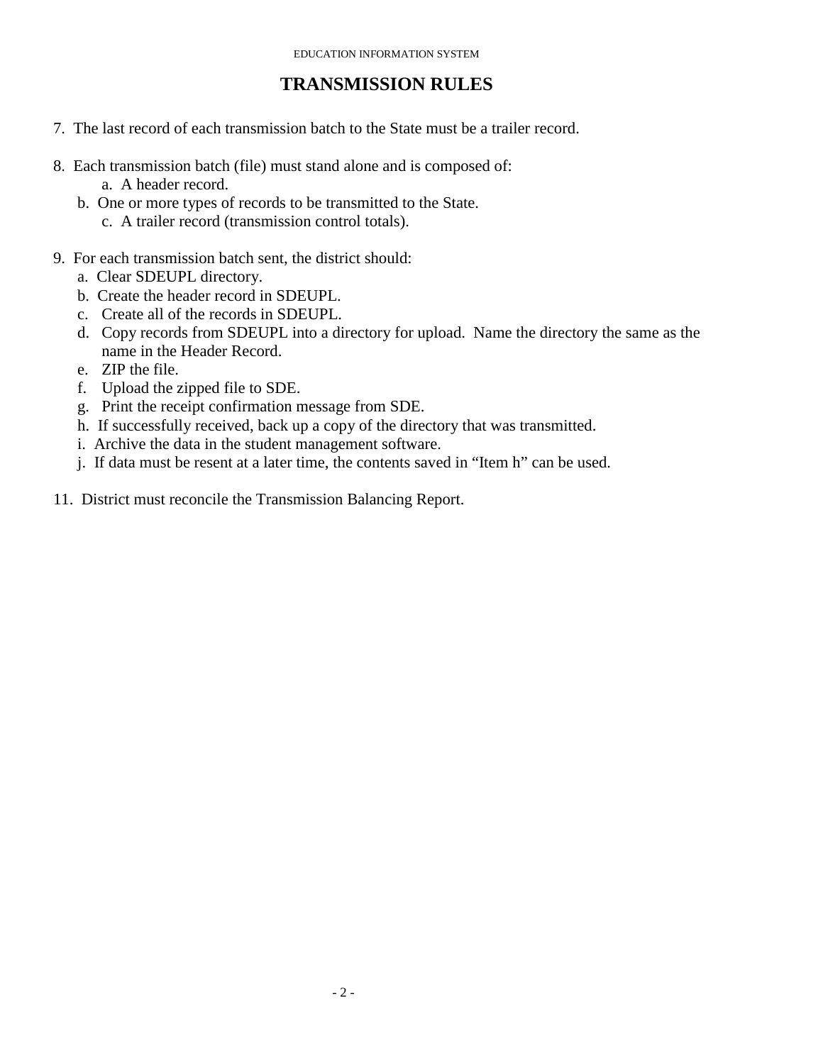# TRANSMISSION RULES

7. The last record of each transmission batch to the State must be a trailer record.

8. Each transmission batch (file) must stand alone and is composed of:
   a. A header record.
   b. One or more types of records to be transmitted to the State.
   c. A trailer record (transmission control totals).

9. For each transmission batch sent, the district should:
   a. Clear SDEUPL directory.
   b. Create the header record in SDEUPL.
   c. Create all of the records in SDEUPL.
   d. Copy records from SDEUPL into a directory for upload. Name the directory the same as the name in the Header Record.
   e. ZIP the file.
   f. Upload the zipped file to SDE.
   g. Print the receipt confirmation message from SDE.
   h. If successfully received, back up a copy of the directory that was transmitted.
   i. Archive the data in the student management software.
   j. If data must be resent at a later time, the contents saved in "Item h" can be used.

11. District must reconcile the Transmission Balancing Report.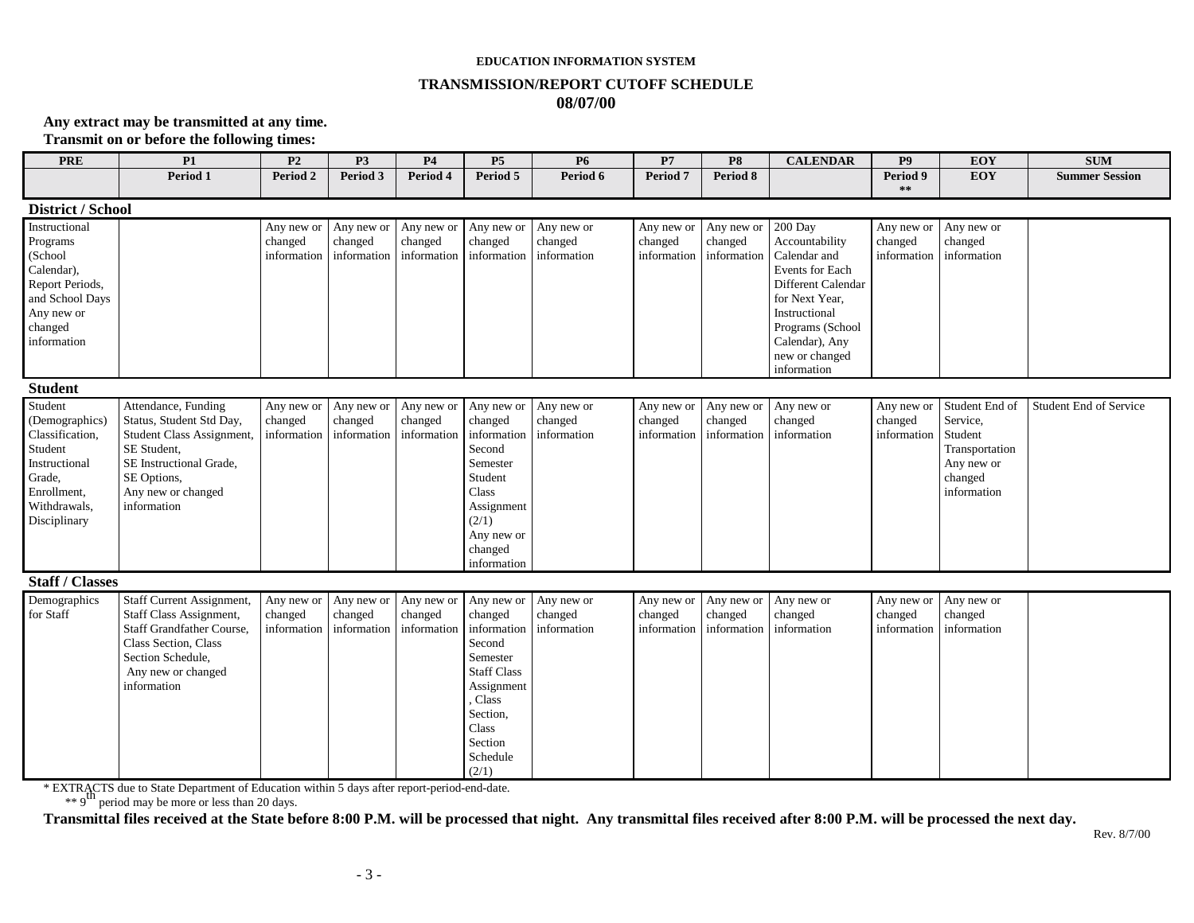**EDUCATION INFORMATION SYSTEM**

**TRANSMISSION/REPORT CUTOFF SCHEDULE**
**08/07/00**

**Any extract may be transmitted at any time.**
**Transmit on or before the following times:**

| PRE | P1 | P2 | P3 | P4 | P5 | P6 | P7 | P8 | CALENDAR | P9 | EOY | SUM |
|---|---|---|---|---|---|---|---|---|---|---|---|---|
| | Period 1 | Period 2 | Period 3 | Period 4 | Period 5 | Period 6 | Period 7 | Period 8 | | Period 9 ** | EOY | Summer Session |
| **District / School** | | | | | | | | | | | | |
| Instructional Programs (School Calendar), Report Periods, and School Days Any new or changed information | | Any new or changed information | Any new or changed information | Any new or changed information | Any new or changed information | Any new or changed information | Any new or changed information | Any new or changed information | 200 Day Accountability Calendar and Events for Each Different Calendar for Next Year, Instructional Programs (School Calendar), Any new or changed information | Any new or changed information | Any new or changed information | |
| **Student** | | | | | | | | | | | | |
| Student (Demographics) Classification, Student Instructional Grade, Enrollment, Withdrawals, Disciplinary | Attendance, Funding Status, Student Std Day, Student Class Assignment, SE Student, SE Instructional Grade, SE Options, Any new or changed information | Any new or changed information | Any new or changed information | Any new or changed information | Any new or changed information Second Semester Student Class Assignment (2/1) Any new or changed information | Any new or changed information | Any new or changed information | Any new or changed information | Any new or changed information | Any new or changed information | Student End of Service, Student Transportation Any new or changed information | Student End of Service |
| **Staff / Classes** | | | | | | | | | | | | |
| Demographics for Staff | Staff Current Assignment, Staff Class Assignment, Staff Grandfather Course, Class Section, Class Section Schedule, Any new or changed information | Any new or changed information | Any new or changed information | Any new or changed information | Any new or changed information Second Semester Staff Class Assignment, Class Section, Class Section Schedule (2/1) | Any new or changed information | Any new or changed information | Any new or changed information | Any new or changed information | Any new or changed information | Any new or changed information | |

* EXTRACTS due to State Department of Education within 5 days after report-period-end-date.
** $9^{th}$ period may be more or less than 20 days.

**Transmittal files received at the State before 8:00 P.M. will be processed that night. Any transmittal files received after 8:00 P.M. will be processed the next day.**

Rev. 8/7/00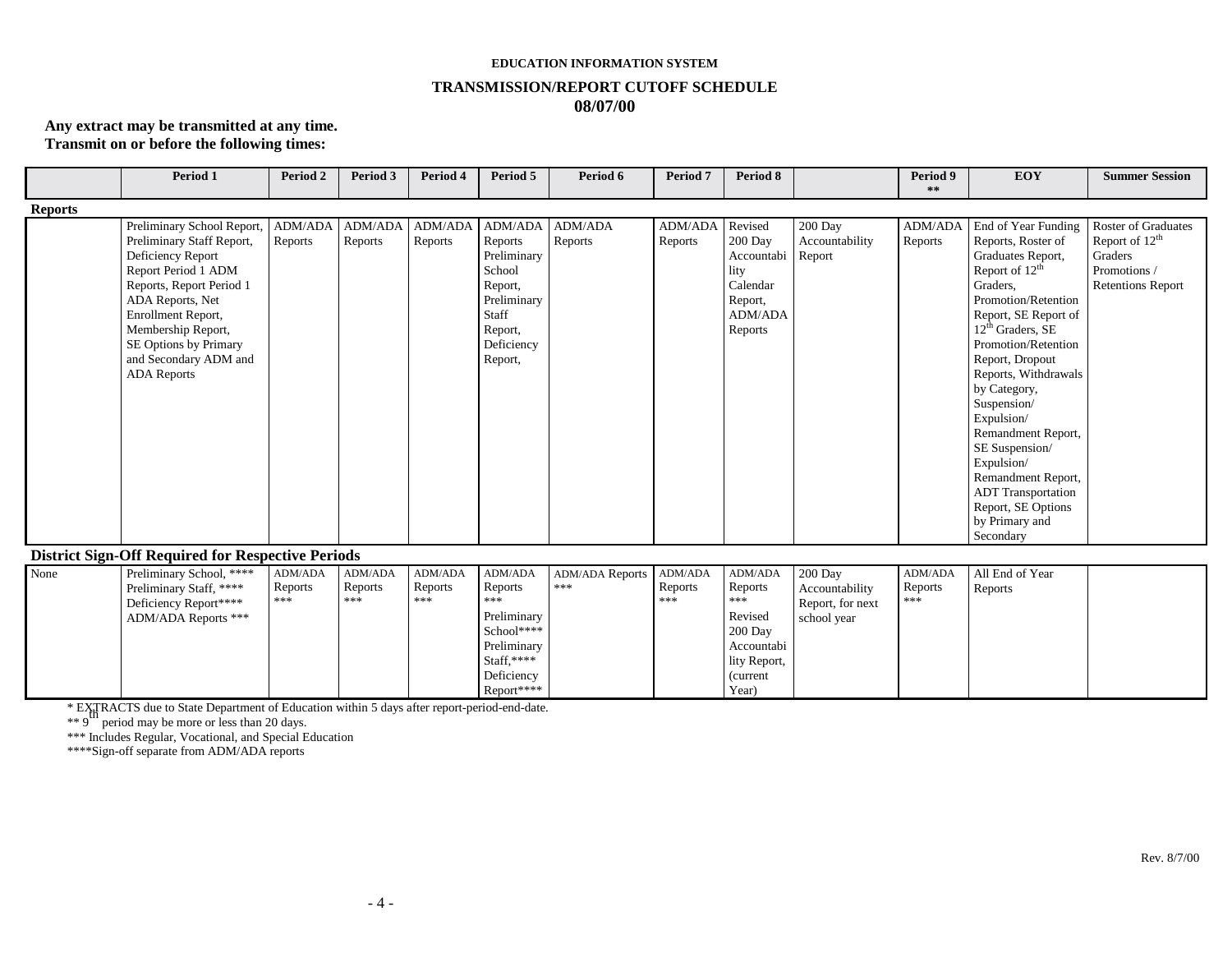**EDUCATION INFORMATION SYSTEM**

**TRANSMISSION/REPORT CUTOFF SCHEDULE**
**08/07/00**

**Any extract may be transmitted at any time.**
**Transmit on or before the following times:**

| | Period 1 | Period 2 | Period 3 | Period 4 | Period 5 | Period 6 | Period 7 | Period 8 | | Period 9 ** | EOY | Summer Session |
|---|---|---|---|---|---|---|---|---|---|---|---|---|
| **Reports** | | | | | | | | | | | | |
| | Preliminary School Report, Preliminary Staff Report, Deficiency Report Report Period 1 ADM Reports, Report Period 1 ADA Reports, Net Enrollment Report, Membership Report, SE Options by Primary and Secondary ADM and ADA Reports | ADM/ADA Reports | ADM/ADA Reports | ADM/ADA Reports | ADM/ADA Reports Preliminary School Report, Preliminary Staff Report, Deficiency Report, | ADM/ADA Reports | ADM/ADA Reports | Revised 200 Day Accountability Calendar Report, ADM/ADA Reports | 200 Day Accountability Report | ADM/ADA Reports | End of Year Funding Reports, Roster of Graduates Report, Report of $12^{th}$ Graders, Promotion/Retention Report, SE Report of $12^{th}$ Graders, SE Promotion/Retention Report, Dropout Reports, Withdrawals by Category, Suspension/ Expulsion/ Remandment Report, SE Suspension/ Expulsion/ Remandment Report, ADT Transportation Report, SE Options by Primary and Secondary | Roster of Graduates Report of $12^{th}$ Graders Promotions / Retentions Report |
| **District Sign-Off Required for Respective Periods** | | | | | | | | | | | | |
| None | Preliminary School, **** Preliminary Staff, **** Deficiency Report**** ADM/ADA Reports *** | ADM/ADA Reports *** | ADM/ADA Reports *** | ADM/ADA Reports *** | ADM/ADA Reports *** Preliminary School**** Preliminary Staff,**** Deficiency Report**** | ADM/ADA Reports *** | ADM/ADA Reports *** | ADM/ADA Reports *** Revised 200 Day Accountability Report, (current Year) | 200 Day Accountability Report, for next school year | ADM/ADA Reports *** | All End of Year Reports | |

\* EXTRACTS due to State Department of Education within 5 days after report-period-end-date.
** $9^{th}$ period may be more or less than 20 days.
*** Includes Regular, Vocational, and Special Education
****Sign-off separate from ADM/ADA reports

Rev. 8/7/00